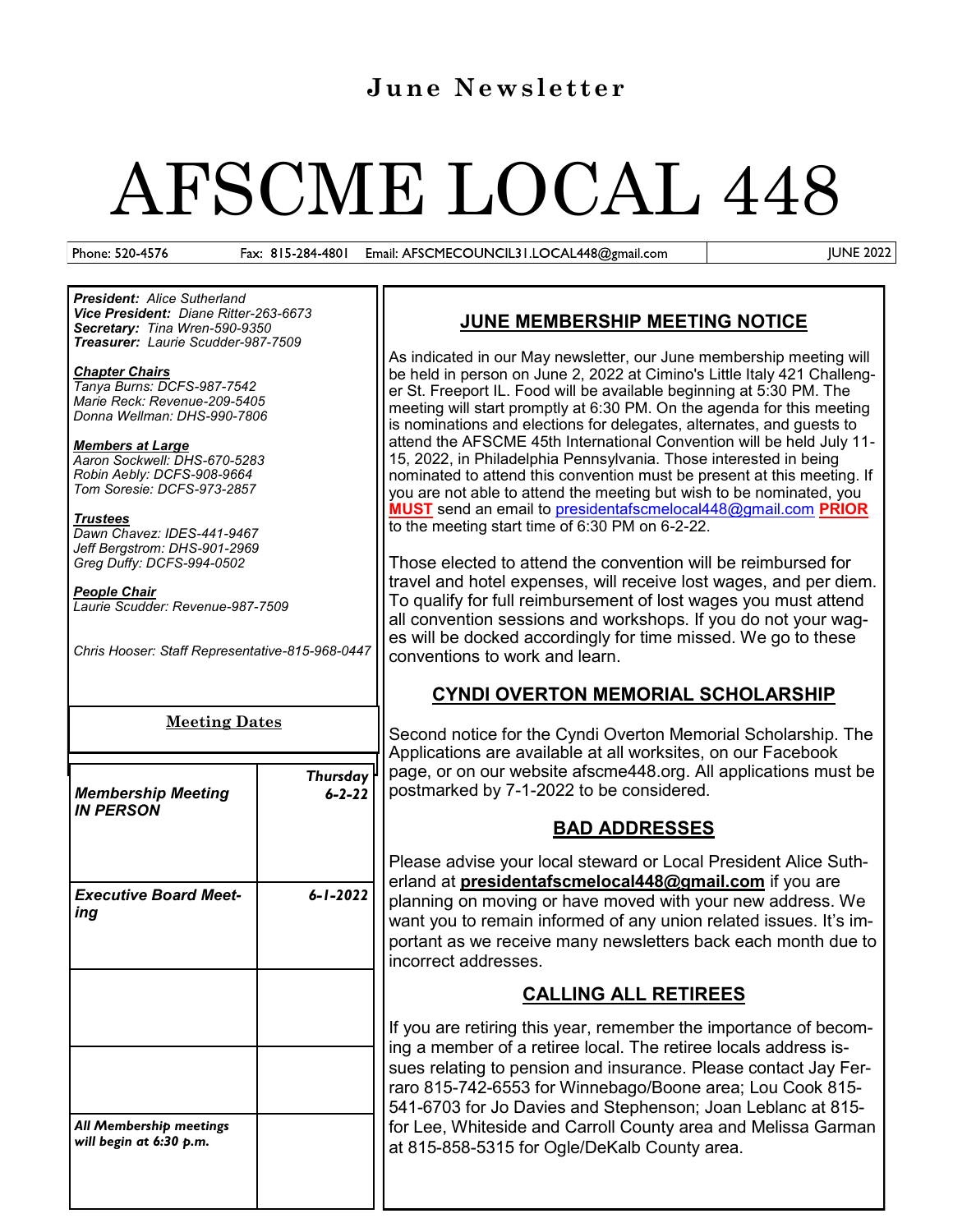# June Newsletter

# AFSCME LOCAL 448

Phone: 520-4576 Fax: 815-284-4801 Email: AFSCMECOUNCIL31.LOCAL448@gmail.com JUNE 2022

***President:*** *Alice Sutherland*
***Vice President:*** *Diane Ritter-263-6673*
***Secretary:*** *Tina Wren-590-9350*
***Treasurer:*** *Laurie Scudder-987-7509*

***Chapter Chairs***
*Tanya Burns: DCFS-987-7542*
*Marie Reck: Revenue-209-5405*
*Donna Wellman: DHS-990-7806*

***Members at Large***
*Aaron Sockwell: DHS-670-5283*
*Robin Aebly: DCFS-908-9664*
*Tom Soresie: DCFS-973-2857*

***Trustees***
*Dawn Chavez: IDES-441-9467*
*Jeff Bergstrom: DHS-901-2969*
*Greg Duffy: DCFS-994-0502*

***People Chair***
*Laurie Scudder: Revenue-987-7509*

*Chris Hooser: Staff Representative-815-968-0447*

**Meeting Dates**

| | |
|---|---|
| ***Membership Meeting IN PERSON*** | ***Thursday 6-2-22*** |
| ***Executive Board Meeting*** | ***6-1-2022*** |
| | |
| | |
| ***All Membership meetings will begin at 6:30 p.m.*** | |

## JUNE MEMBERSHIP MEETING NOTICE

As indicated in our May newsletter, our June membership meeting will be held in person on June 2, 2022 at Cimino's Little Italy 421 Challenger St. Freeport IL. Food will be available beginning at 5:30 PM. The meeting will start promptly at 6:30 PM. On the agenda for this meeting is nominations and elections for delegates, alternates, and guests to attend the AFSCME 45th International Convention will be held July 11-15, 2022, in Philadelphia Pennsylvania. Those interested in being nominated to attend this convention must be present at this meeting. If you are not able to attend the meeting but wish to be nominated, you **MUST** send an email to presidentafscmelocal448@gmail.com **PRIOR** to the meeting start time of 6:30 PM on 6-2-22.

Those elected to attend the convention will be reimbursed for travel and hotel expenses, will receive lost wages, and per diem. To qualify for full reimbursement of lost wages you must attend all convention sessions and workshops. If you do not your wages will be docked accordingly for time missed. We go to these conventions to work and learn.

## CYNDI OVERTON MEMORIAL SCHOLARSHIP

Second notice for the Cyndi Overton Memorial Scholarship. The Applications are available at all worksites, on our Facebook page, or on our website afscme448.org. All applications must be postmarked by 7-1-2022 to be considered.

## BAD ADDRESSES

Please advise your local steward or Local President Alice Sutherland at **presidentafscmelocal448@gmail.com** if you are planning on moving or have moved with your new address. We want you to remain informed of any union related issues. It's important as we receive many newsletters back each month due to incorrect addresses.

## CALLING ALL RETIREES

If you are retiring this year, remember the importance of becoming a member of a retiree local. The retiree locals address issues relating to pension and insurance. Please contact Jay Ferraro 815-742-6553 for Winnebago/Boone area; Lou Cook 815-541-6703 for Jo Davies and Stephenson; Joan Leblanc at 815-for Lee, Whiteside and Carroll County area and Melissa Garman at 815-858-5315 for Ogle/DeKalb County area.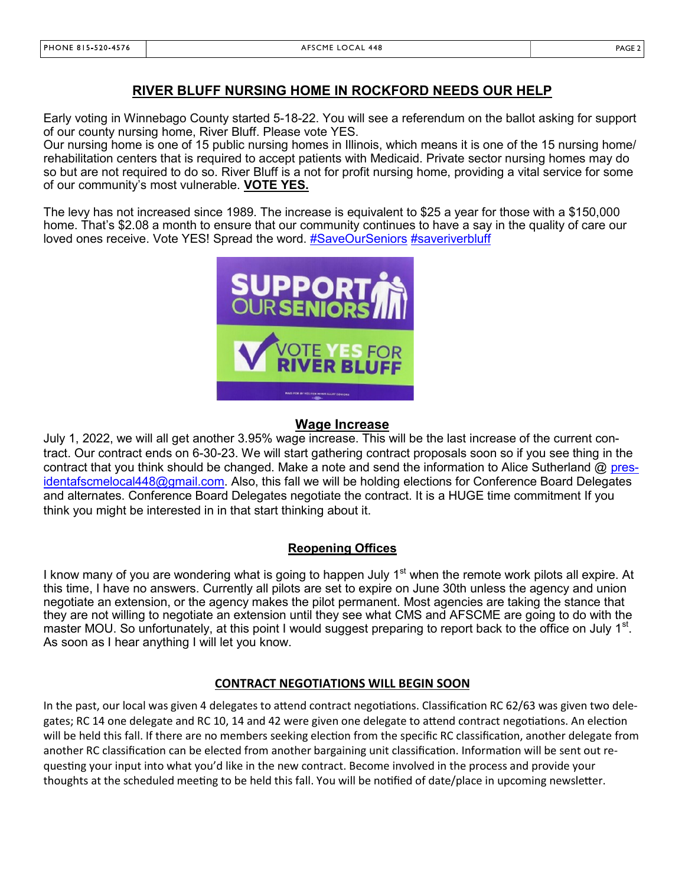## RIVER BLUFF NURSING HOME IN ROCKFORD NEEDS OUR HELP

Early voting in Winnebago County started 5-18-22. You will see a referendum on the ballot asking for support of our county nursing home, River Bluff. Please vote YES.
Our nursing home is one of 15 public nursing homes in Illinois, which means it is one of the 15 nursing home/rehabilitation centers that is required to accept patients with Medicaid. Private sector nursing homes may do so but are not required to do so. River Bluff is a not for profit nursing home, providing a vital service for some of our community's most vulnerable. **VOTE YES.**

The levy has not increased since 1989. The increase is equivalent to $25 a year for those with a $150,000 home. That's $2.08 a month to ensure that our community continues to have a say in the quality of care our loved ones receive. Vote YES! Spread the word. #SaveOurSeniors #saveriverbluff

## Wage Increase

July 1, 2022, we will all get another 3.95% wage increase. This will be the last increase of the current contract. Our contract ends on 6-30-23. We will start gathering contract proposals soon so if you see thing in the contract that you think should be changed. Make a note and send the information to Alice Sutherland @ presidentafscmelocal448@gmail.com. Also, this fall we will be holding elections for Conference Board Delegates and alternates. Conference Board Delegates negotiate the contract. It is a HUGE time commitment If you think you might be interested in in that start thinking about it.

## Reopening Offices

I know many of you are wondering what is going to happen July 1st when the remote work pilots all expire. At this time, I have no answers. Currently all pilots are set to expire on June 30th unless the agency and union negotiate an extension, or the agency makes the pilot permanent. Most agencies are taking the stance that they are not willing to negotiate an extension until they see what CMS and AFSCME are going to do with the master MOU. So unfortunately, at this point I would suggest preparing to report back to the office on July 1st. As soon as I hear anything I will let you know.

## CONTRACT NEGOTIATIONS WILL BEGIN SOON

In the past, our local was given 4 delegates to attend contract negotiations. Classification RC 62/63 was given two delegates; RC 14 one delegate and RC 10, 14 and 42 were given one delegate to attend contract negotiations. An election will be held this fall. If there are no members seeking election from the specific RC classification, another delegate from another RC classification can be elected from another bargaining unit classification. Information will be sent out requesting your input into what you'd like in the new contract. Become involved in the process and provide your thoughts at the scheduled meeting to be held this fall. You will be notified of date/place in upcoming newsletter.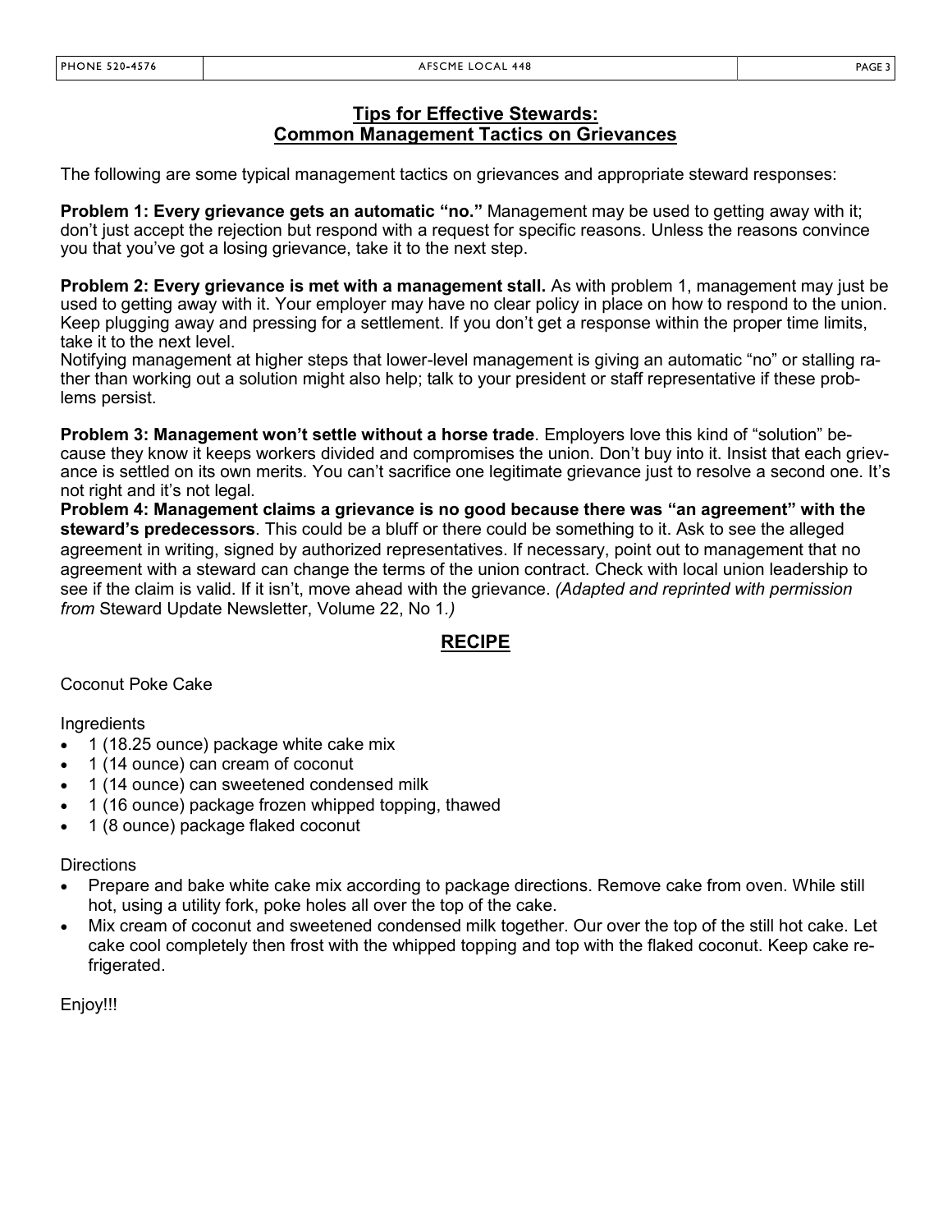## Tips for Effective Stewards: Common Management Tactics on Grievances

The following are some typical management tactics on grievances and appropriate steward responses:

**Problem 1: Every grievance gets an automatic "no."** Management may be used to getting away with it; don't just accept the rejection but respond with a request for specific reasons. Unless the reasons convince you that you've got a losing grievance, take it to the next step.

**Problem 2: Every grievance is met with a management stall.** As with problem 1, management may just be used to getting away with it. Your employer may have no clear policy in place on how to respond to the union. Keep plugging away and pressing for a settlement. If you don't get a response within the proper time limits, take it to the next level.

Notifying management at higher steps that lower-level management is giving an automatic "no" or stalling rather than working out a solution might also help; talk to your president or staff representative if these problems persist.

**Problem 3: Management won't settle without a horse trade**. Employers love this kind of "solution" because they know it keeps workers divided and compromises the union. Don't buy into it. Insist that each grievance is settled on its own merits. You can't sacrifice one legitimate grievance just to resolve a second one. It's not right and it's not legal.

**Problem 4: Management claims a grievance is no good because there was "an agreement" with the steward's predecessors**. This could be a bluff or there could be something to it. Ask to see the alleged agreement in writing, signed by authorized representatives. If necessary, point out to management that no agreement with a steward can change the terms of the union contract. Check with local union leadership to see if the claim is valid. If it isn't, move ahead with the grievance. *(Adapted and reprinted with permission from* Steward Update Newsletter, Volume 22, No 1*.)*

## RECIPE

Coconut Poke Cake

Ingredients

- 1 (18.25 ounce) package white cake mix
- 1 (14 ounce) can cream of coconut
- 1 (14 ounce) can sweetened condensed milk
- 1 (16 ounce) package frozen whipped topping, thawed
- 1 (8 ounce) package flaked coconut

Directions

- Prepare and bake white cake mix according to package directions. Remove cake from oven. While still hot, using a utility fork, poke holes all over the top of the cake.
- Mix cream of coconut and sweetened condensed milk together. Our over the top of the still hot cake. Let cake cool completely then frost with the whipped topping and top with the flaked coconut. Keep cake refrigerated.

Enjoy!!!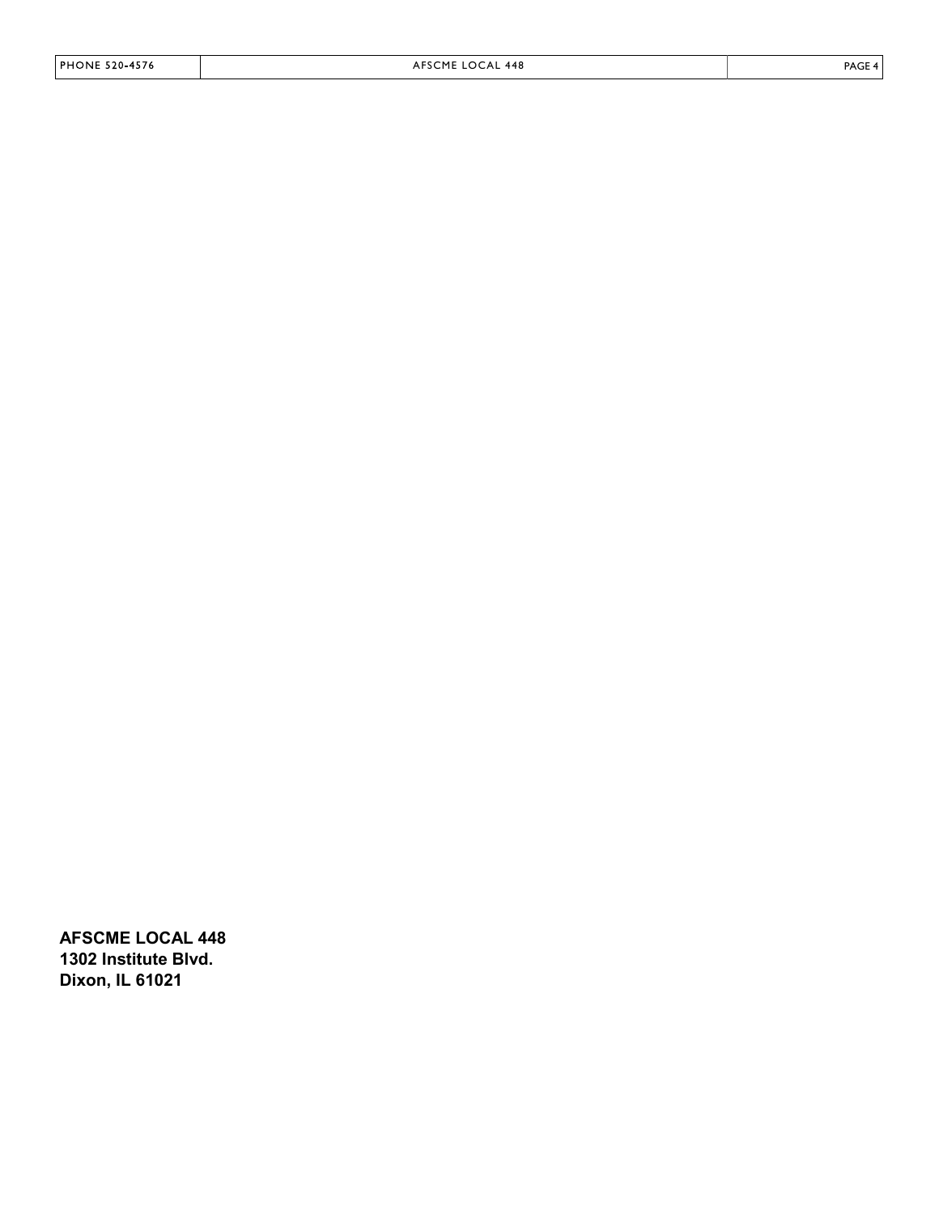**AFSCME LOCAL 448**
**1302 Institute Blvd.**
**Dixon, IL 61021**